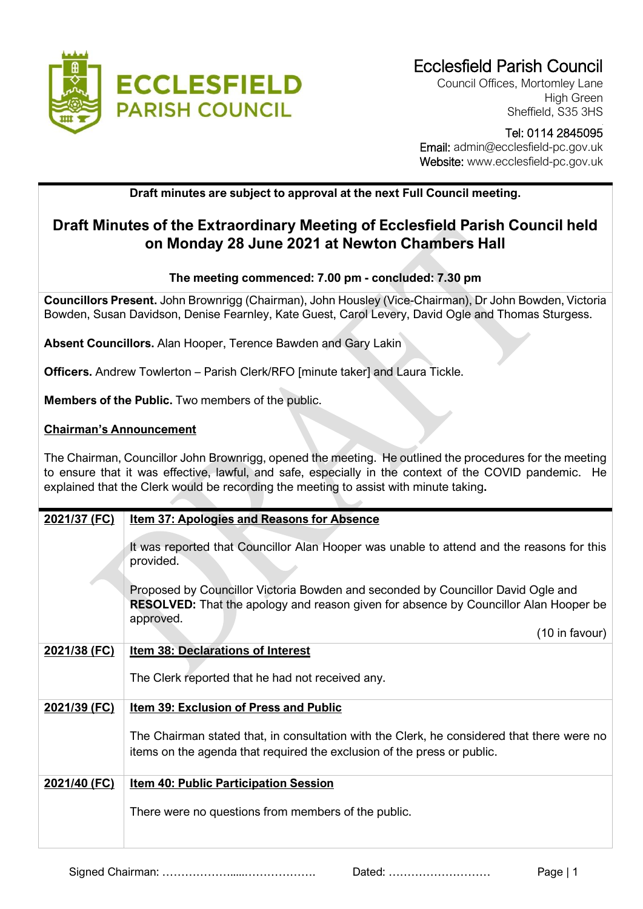Ecclesfield Parish Council
Council Offices, Mortomley Lane
High Green
Sheffield, S35 3HS

Tel: 0114 2845095
Email: admin@ecclesfield-pc.gov.uk
Website: www.ecclesfield-pc.gov.uk

**Draft minutes are subject to approval at the next Full Council meeting.**

# Draft Minutes of the Extraordinary Meeting of Ecclesfield Parish Council held on Monday 28 June 2021 at Newton Chambers Hall

**The meeting commenced: 7.00 pm - concluded: 7.30 pm**

**Councillors Present.** John Brownrigg (Chairman), John Housley (Vice-Chairman), Dr John Bowden, Victoria Bowden, Susan Davidson, Denise Fearnley, Kate Guest, Carol Levery, David Ogle and Thomas Sturgess.

**Absent Councillors.** Alan Hooper, Terence Bawden and Gary Lakin

**Officers.** Andrew Towlerton – Parish Clerk/RFO [minute taker] and Laura Tickle.

**Members of the Public.** Two members of the public.

**Chairman's Announcement**

The Chairman, Councillor John Brownrigg, opened the meeting. He outlined the procedures for the meeting to ensure that it was effective, lawful, and safe, especially in the context of the COVID pandemic. He explained that the Clerk would be recording the meeting to assist with minute taking.

| | |
|---|---|
| **2021/37 (FC)** | **Item 37: Apologies and Reasons for Absence**<br><br>It was reported that Councillor Alan Hooper was unable to attend and the reasons for this provided.<br><br>Proposed by Councillor Victoria Bowden and seconded by Councillor David Ogle and **RESOLVED:** That the apology and reason given for absence by Councillor Alan Hooper be approved.<br><br>(10 in favour) |
| **2021/38 (FC)** | **Item 38: Declarations of Interest**<br><br>The Clerk reported that he had not received any. |
| **2021/39 (FC)** | **Item 39: Exclusion of Press and Public**<br><br>The Chairman stated that, in consultation with the Clerk, he considered that there were no items on the agenda that required the exclusion of the press or public. |
| **2021/40 (FC)** | **Item 40: Public Participation Session**<br><br>There were no questions from members of the public. |

Signed Chairman: ……………….....………………. Dated: ………………………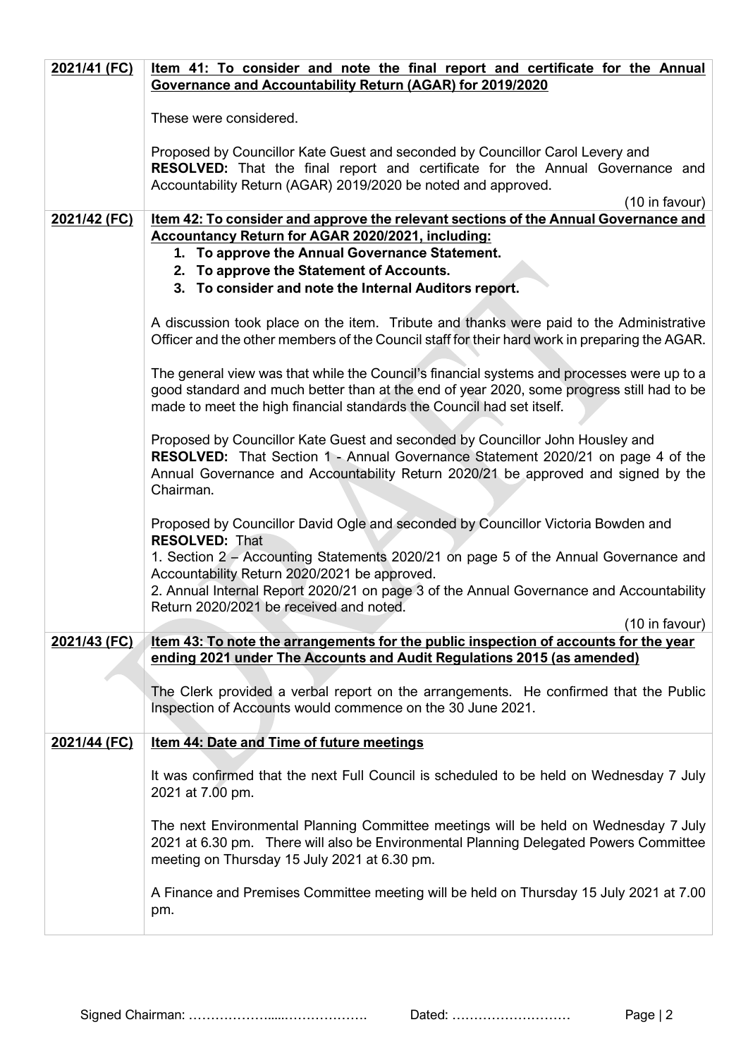| | |
|---|---|
| **2021/41 (FC)** | **Item 41: To consider and note the final report and certificate for the Annual Governance and Accountability Return (AGAR) for 2019/2020**<br><br>These were considered.<br><br>Proposed by Councillor Kate Guest and seconded by Councillor Carol Levery and **RESOLVED:** That the final report and certificate for the Annual Governance and Accountability Return (AGAR) 2019/2020 be noted and approved.<br><br>(10 in favour) |
| **2021/42 (FC)** | **Item 42: To consider and approve the relevant sections of the Annual Governance and Accountancy Return for AGAR 2020/2021, including:**<br>**1. To approve the Annual Governance Statement.**<br>**2. To approve the Statement of Accounts.**<br>**3. To consider and note the Internal Auditors report.**<br><br>A discussion took place on the item. Tribute and thanks were paid to the Administrative Officer and the other members of the Council staff for their hard work in preparing the AGAR.<br><br>The general view was that while the Council's financial systems and processes were up to a good standard and much better than at the end of year 2020, some progress still had to be made to meet the high financial standards the Council had set itself.<br><br>Proposed by Councillor Kate Guest and seconded by Councillor John Housley and **RESOLVED:** That Section 1 - Annual Governance Statement 2020/21 on page 4 of the Annual Governance and Accountability Return 2020/21 be approved and signed by the Chairman.<br><br>Proposed by Councillor David Ogle and seconded by Councillor Victoria Bowden and **RESOLVED:** That<br>1. Section 2 – Accounting Statements 2020/21 on page 5 of the Annual Governance and Accountability Return 2020/2021 be approved.<br>2. Annual Internal Report 2020/21 on page 3 of the Annual Governance and Accountability Return 2020/2021 be received and noted.<br><br>(10 in favour) |
| **2021/43 (FC)** | **Item 43: To note the arrangements for the public inspection of accounts for the year ending 2021 under The Accounts and Audit Regulations 2015 (as amended)**<br><br>The Clerk provided a verbal report on the arrangements. He confirmed that the Public Inspection of Accounts would commence on the 30 June 2021. |
| **2021/44 (FC)** | **Item 44: Date and Time of future meetings**<br><br>It was confirmed that the next Full Council is scheduled to be held on Wednesday 7 July 2021 at 7.00 pm.<br><br>The next Environmental Planning Committee meetings will be held on Wednesday 7 July 2021 at 6.30 pm. There will also be Environmental Planning Delegated Powers Committee meeting on Thursday 15 July 2021 at 6.30 pm.<br><br>A Finance and Premises Committee meeting will be held on Thursday 15 July 2021 at 7.00 pm. |

Signed Chairman: ………………......………………. Dated: ………………………